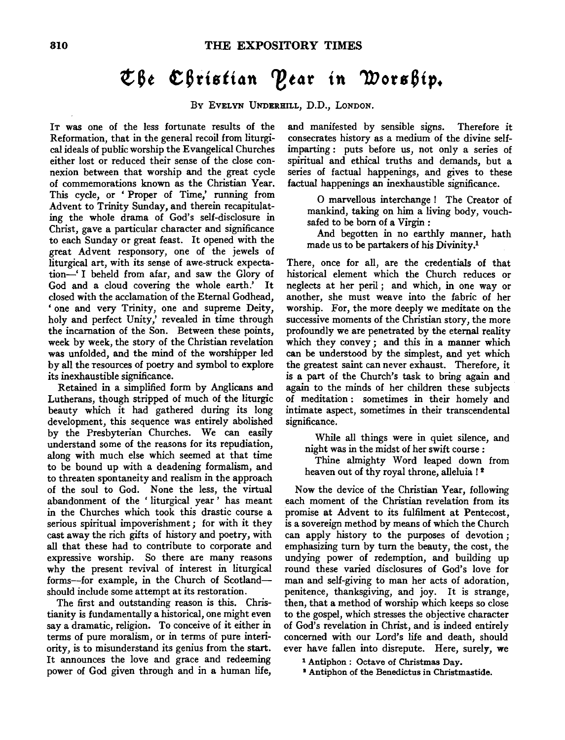# The Christian Year in Worship.

By Evelyn Underhill, D.D., London.

It was one of the less fortunate results of the Reformation, that in the general recoil from liturgical ideals of public worship the Evangelical Churches either lost or reduced their sense of the close connexion between that worship and the great cycle of commemorations known as the Christian Year. This cycle, or 'Proper of Time,' running from Advent to Trinity Sunday, and therein recapitulating the whole drama of God's self-disclosure in Christ, gave a particular character and significance to each Sunday or great feast. It opened with the great Advent responsory, one of the jewels of liturgical art, with its sense of awe-struck expectation—'I beheld from afar, and saw the Glory of God and a cloud covering the whole earth.' It closed with the acclamation of the Eternal Godhead, 'one and very Trinity, one and supreme Deity, holy and perfect Unity,' revealed in time through the incarnation of the Son. Between these points, week by week, the story of the Christian revelation was unfolded, and the mind of the worshipper led by all the resources of poetry and symbol to explore its inexhaustible significance.

Retained in a simplified form by Anglicans and Lutherans, though stripped of much of the liturgic beauty which it had gathered during its long development, this sequence was entirely abolished by the Presbyterian Churches. We can easily understand some of the reasons for its repudiation, along with much else which seemed at that time to be bound up with a deadening formalism, and to threaten spontaneity and realism in the approach of the soul to God. None the less, the virtual abandonment of the 'liturgical year' has meant in the Churches which took this drastic course a serious spiritual impoverishment; for with it they cast away the rich gifts of history and poetry, with all that these had to contribute to corporate and expressive worship. So there are many reasons why the present revival of interest in liturgical forms—for example, in the Church of Scotland—should include some attempt at its restoration.

The first and outstanding reason is this. Christianity is fundamentally a historical, one might even say a dramatic, religion. To conceive of it either in terms of pure moralism, or in terms of pure interiority, is to misunderstand its genius from the start. It announces the love and grace and redeeming power of God given through and in a human life, and manifested by sensible signs. Therefore it consecrates history as a medium of the divine self-imparting: puts before us, not only a series of spiritual and ethical truths and demands, but a series of factual happenings, and gives to these factual happenings an inexhaustible significance.

> O marvellous interchange! The Creator of mankind, taking on him a living body, vouchsafed to be born of a Virgin:
>
> And begotten in no earthly manner, hath made us to be partakers of his Divinity.[1]

There, once for all, are the credentials of that historical element which the Church reduces or neglects at her peril; and which, in one way or another, she must weave into the fabric of her worship. For, the more deeply we meditate on the successive moments of the Christian story, the more profoundly we are penetrated by the eternal reality which they convey; and this in a manner which can be understood by the simplest, and yet which the greatest saint can never exhaust. Therefore, it is a part of the Church's task to bring again and again to the minds of her children these subjects of meditation: sometimes in their homely and intimate aspect, sometimes in their transcendental significance.

> While all things were in quiet silence, and night was in the midst of her swift course:
>
> Thine almighty Word leaped down from heaven out of thy royal throne, alleluia![2]

Now the device of the Christian Year, following each moment of the Christian revelation from its promise at Advent to its fulfilment at Pentecost, is a sovereign method by means of which the Church can apply history to the purposes of devotion; emphasizing turn by turn the beauty, the cost, the undying power of redemption, and building up round these varied disclosures of God's love for man and self-giving to man her acts of adoration, penitence, thanksgiving, and joy. It is strange, then, that a method of worship which keeps so close to the gospel, which stresses the objective character of God's revelation in Christ, and is indeed entirely concerned with our Lord's life and death, should ever have fallen into disrepute. Here, surely, we

[1] Antiphon: Octave of Christmas Day.

[2] Antiphon of the Benedictus in Christmastide.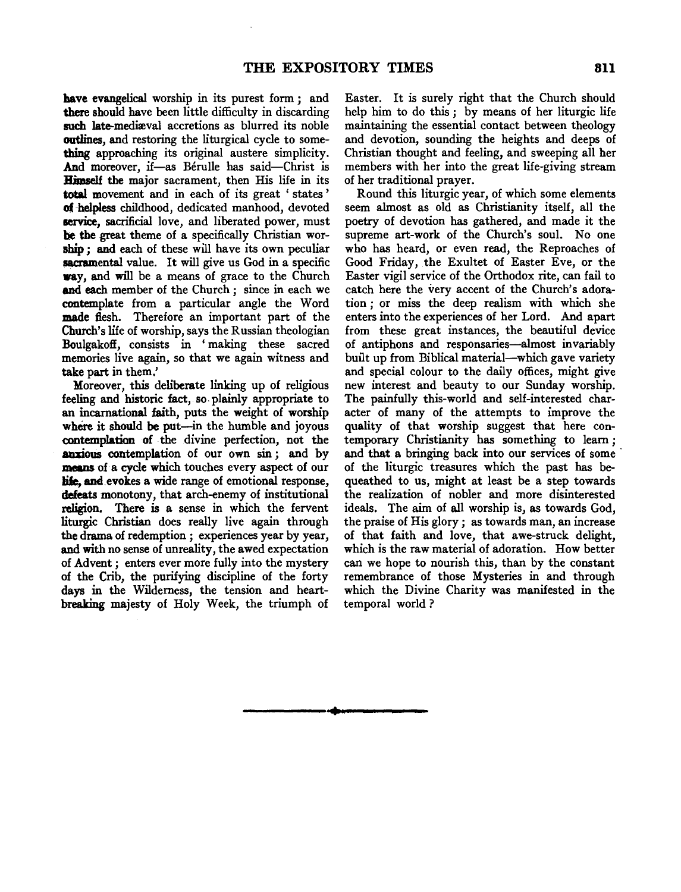have evangelical worship in its purest form; and there should have been little difficulty in discarding such late-mediæval accretions as blurred its noble outlines, and restoring the liturgical cycle to something approaching its original austere simplicity. And moreover, if—as Bérulle has said—Christ is Himself the major sacrament, then His life in its total movement and in each of its great 'states' of helpless childhood, dedicated manhood, devoted service, sacrificial love, and liberated power, must be the great theme of a specifically Christian worship; and each of these will have its own peculiar sacramental value. It will give us God in a specific way, and will be a means of grace to the Church and each member of the Church; since in each we contemplate from a particular angle the Word made flesh. Therefore an important part of the Church's life of worship, says the Russian theologian Boulgakoff, consists in 'making these sacred memories live again, so that we again witness and take part in them.'

Moreover, this deliberate linking up of religious feeling and historic fact, so plainly appropriate to an incarnational faith, puts the weight of worship where it should be put—in the humble and joyous contemplation of the divine perfection, not the anxious contemplation of our own sin; and by means of a cycle which touches every aspect of our life, and evokes a wide range of emotional response, defeats monotony, that arch-enemy of institutional religion. There is a sense in which the fervent liturgic Christian does really live again through the drama of redemption; experiences year by year, and with no sense of unreality, the awed expectation of Advent; enters ever more fully into the mystery of the Crib, the purifying discipline of the forty days in the Wilderness, the tension and heart-breaking majesty of Holy Week, the triumph of Easter. It is surely right that the Church should help him to do this; by means of her liturgic life maintaining the essential contact between theology and devotion, sounding the heights and deeps of Christian thought and feeling, and sweeping all her members with her into the great life-giving stream of her traditional prayer.

Round this liturgic year, of which some elements seem almost as old as Christianity itself, all the poetry of devotion has gathered, and made it the supreme art-work of the Church's soul. No one who has heard, or even read, the Reproaches of Good Friday, the Exultet of Easter Eve, or the Easter vigil service of the Orthodox rite, can fail to catch here the very accent of the Church's adoration; or miss the deep realism with which she enters into the experiences of her Lord. And apart from these great instances, the beautiful device of antiphons and responsaries—almost invariably built up from Biblical material—which gave variety and special colour to the daily offices, might give new interest and beauty to our Sunday worship. The painfully this-world and self-interested character of many of the attempts to improve the quality of that worship suggest that here contemporary Christianity has something to learn; and that a bringing back into our services of some of the liturgic treasures which the past has bequeathed to us, might at least be a step towards the realization of nobler and more disinterested ideals. The aim of all worship is, as towards God, the praise of His glory; as towards man, an increase of that faith and love, that awe-struck delight, which is the raw material of adoration. How better can we hope to nourish this, than by the constant remembrance of those Mysteries in and through which the Divine Charity was manifested in the temporal world?